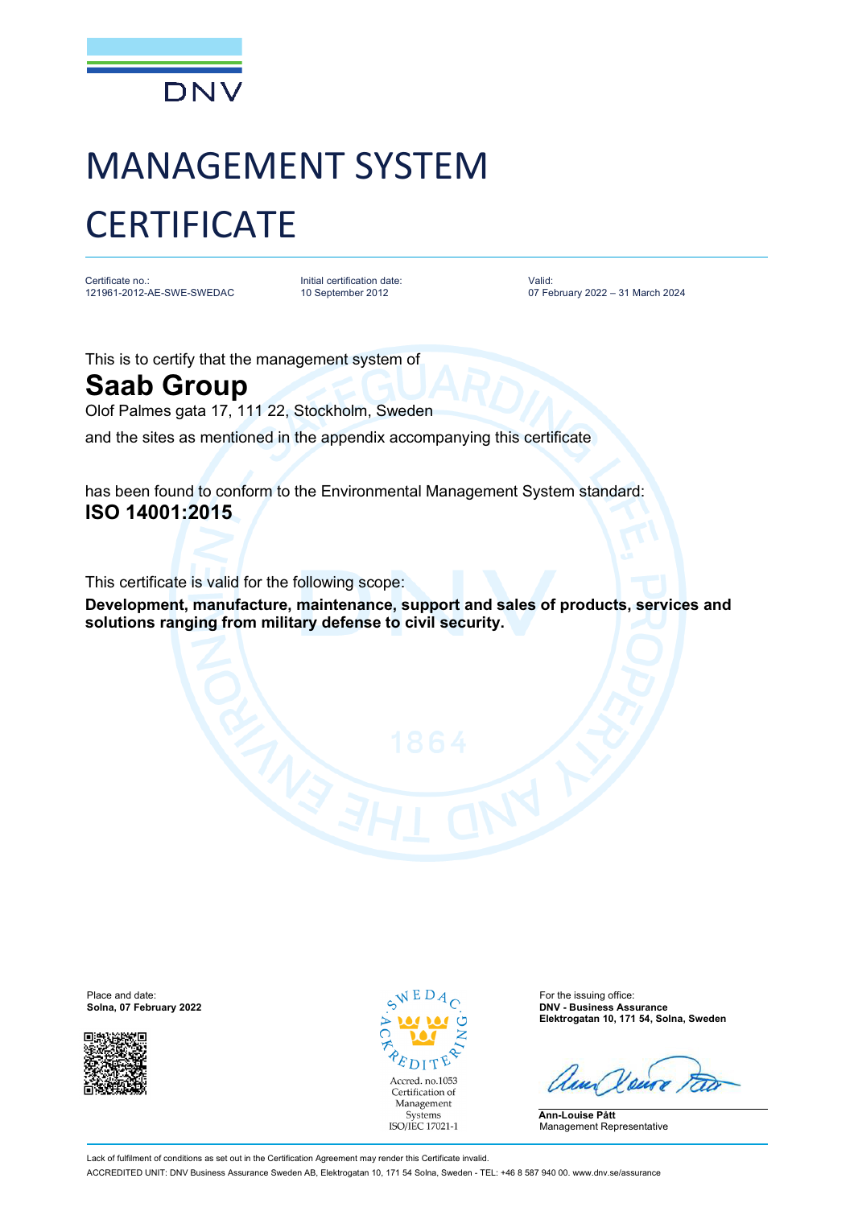DNV

# MANAGEMENT SYSTEM CERTIFICATE

Certificate no.:
121961-2012-AE-SWE-SWEDAC

Initial certification date:
10 September 2012

Valid:
07 February 2022 – 31 March 2024

This is to certify that the management system of

## Saab Group

Olof Palmes gata 17, 111 22, Stockholm, Sweden

and the sites as mentioned in the appendix accompanying this certificate

has been found to conform to the Environmental Management System standard:

**ISO 14001:2015**

This certificate is valid for the following scope:

**Development, manufacture, maintenance, support and sales of products, services and solutions ranging from military defense to civil security.**

Place and date:
**Solna, 07 February 2022**

SWEDAC ACKREDITERING
Accred. no.1053
Certification of Management Systems
ISO/IEC 17021-1

For the issuing office:
**DNV - Business Assurance**
**Elektrogatan 10, 171 54, Solna, Sweden**

**Ann-Louise Pått**
Management Representative

Lack of fulfilment of conditions as set out in the Certification Agreement may render this Certificate invalid.

ACCREDITED UNIT: DNV Business Assurance Sweden AB, Elektrogatan 10, 171 54 Solna, Sweden - TEL: +46 8 587 940 00. www.dnv.se/assurance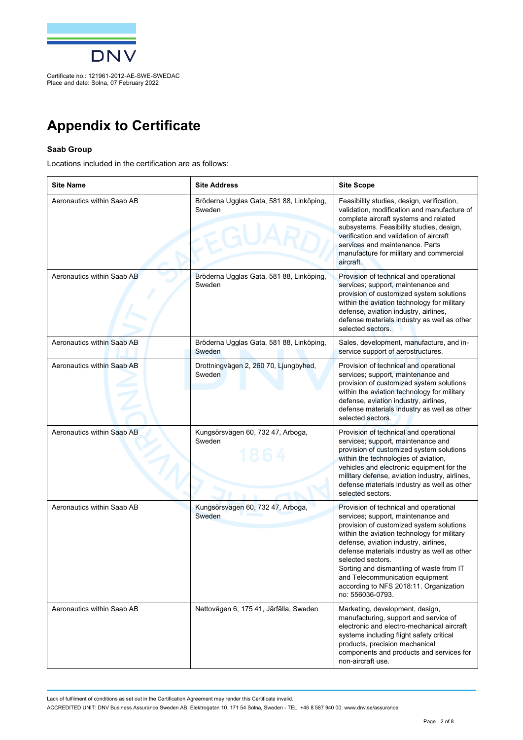Certificate no.: 121961-2012-AE-SWE-SWEDAC
Place and date: Solna, 07 February 2022

# Appendix to Certificate

**Saab Group**

Locations included in the certification are as follows:

| Site Name | Site Address | Site Scope |
|---|---|---|
| Aeronautics within Saab AB | Bröderna Ugglas Gata, 581 88, Linköping, Sweden | Feasibility studies, design, verification, validation, modification and manufacture of complete aircraft systems and related subsystems. Feasibility studies, design, verification and validation of aircraft services and maintenance. Parts manufacture for military and commercial aircraft. |
| Aeronautics within Saab AB | Bröderna Ugglas Gata, 581 88, Linköping, Sweden | Provision of technical and operational services; support, maintenance and provision of customized system solutions within the aviation technology for military defense, aviation industry, airlines, defense materials industry as well as other selected sectors. |
| Aeronautics within Saab AB | Bröderna Ugglas Gata, 581 88, Linköping, Sweden | Sales, development, manufacture, and in-service support of aerostructures. |
| Aeronautics within Saab AB | Drottningvägen 2, 260 70, Ljungbyhed, Sweden | Provision of technical and operational services; support, maintenance and provision of customized system solutions within the aviation technology for military defense, aviation industry, airlines, defense materials industry as well as other selected sectors. |
| Aeronautics within Saab AB | Kungsörsvägen 60, 732 47, Arboga, Sweden | Provision of technical and operational services; support, maintenance and provision of customized system solutions within the technologies of aviation, vehicles and electronic equipment for the military defense, aviation industry, airlines, defense materials industry as well as other selected sectors. |
| Aeronautics within Saab AB | Kungsörsvägen 60, 732 47, Arboga, Sweden | Provision of technical and operational services; support, maintenance and provision of customized system solutions within the aviation technology for military defense, aviation industry, airlines, defense materials industry as well as other selected sectors. Sorting and dismantling of waste from IT and Telecommunication equipment according to NFS 2018:11. Organization no: 556036-0793. |
| Aeronautics within Saab AB | Nettovägen 6, 175 41, Järfälla, Sweden | Marketing, development, design, manufacturing, support and service of electronic and electro-mechanical aircraft systems including flight safety critical products, precision mechanical components and products and services for non-aircraft use. |

Lack of fulfilment of conditions as set out in the Certification Agreement may render this Certificate invalid.

ACCREDITED UNIT: DNV Business Assurance Sweden AB, Elektrogatan 10, 171 54 Solna, Sweden - TEL: +46 8 587 940 00. www.dnv.se/assurance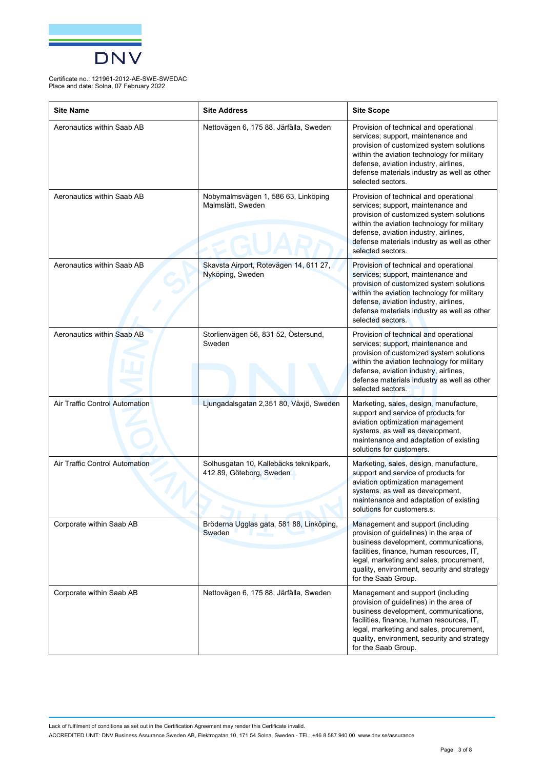Certificate no.: 121961-2012-AE-SWE-SWEDAC
Place and date: Solna, 07 February 2022

| Site Name | Site Address | Site Scope |
|---|---|---|
| Aeronautics within Saab AB | Nettovägen 6, 175 88, Järfälla, Sweden | Provision of technical and operational services; support, maintenance and provision of customized system solutions within the aviation technology for military defense, aviation industry, airlines, defense materials industry as well as other selected sectors. |
| Aeronautics within Saab AB | Nobymalmsvägen 1, 586 63, Linköping Malmslätt, Sweden | Provision of technical and operational services; support, maintenance and provision of customized system solutions within the aviation technology for military defense, aviation industry, airlines, defense materials industry as well as other selected sectors. |
| Aeronautics within Saab AB | Skavsta Airport, Rotevägen 14, 611 27, Nyköping, Sweden | Provision of technical and operational services; support, maintenance and provision of customized system solutions within the aviation technology for military defense, aviation industry, airlines, defense materials industry as well as other selected sectors. |
| Aeronautics within Saab AB | Storlienvägen 56, 831 52, Östersund, Sweden | Provision of technical and operational services; support, maintenance and provision of customized system solutions within the aviation technology for military defense, aviation industry, airlines, defense materials industry as well as other selected sectors. |
| Air Traffic Control Automation | Ljungadalsgatan 2,351 80, Växjö, Sweden | Marketing, sales, design, manufacture, support and service of products for aviation optimization management systems, as well as development, maintenance and adaptation of existing solutions for customers. |
| Air Traffic Control Automation | Solhusgatan 10, Kallebäcks teknikpark, 412 89, Göteborg, Sweden | Marketing, sales, design, manufacture, support and service of products for aviation optimization management systems, as well as development, maintenance and adaptation of existing solutions for customers.s. |
| Corporate within Saab AB | Bröderna Ugglas gata, 581 88, Linköping, Sweden | Management and support (including provision of guidelines) in the area of business development, communications, facilities, finance, human resources, IT, legal, marketing and sales, procurement, quality, environment, security and strategy for the Saab Group. |
| Corporate within Saab AB | Nettovägen 6, 175 88, Järfälla, Sweden | Management and support (including provision of guidelines) in the area of business development, communications, facilities, finance, human resources, IT, legal, marketing and sales, procurement, quality, environment, security and strategy for the Saab Group. |

Lack of fulfilment of conditions as set out in the Certification Agreement may render this Certificate invalid.

ACCREDITED UNIT: DNV Business Assurance Sweden AB, Elektrogatan 10, 171 54 Solna, Sweden - TEL: +46 8 587 940 00. www.dnv.se/assurance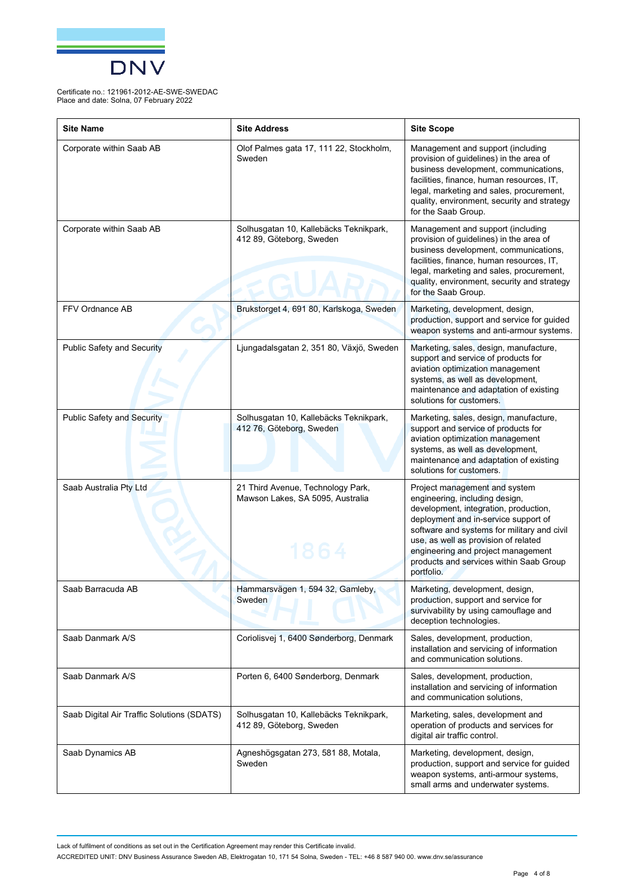Certificate no.: 121961-2012-AE-SWE-SWEDAC
Place and date: Solna, 07 February 2022

| Site Name | Site Address | Site Scope |
|---|---|---|
| Corporate within Saab AB | Olof Palmes gata 17, 111 22, Stockholm, Sweden | Management and support (including provision of guidelines) in the area of business development, communications, facilities, finance, human resources, IT, legal, marketing and sales, procurement, quality, environment, security and strategy for the Saab Group. |
| Corporate within Saab AB | Solhusgatan 10, Kallebäcks Teknikpark, 412 89, Göteborg, Sweden | Management and support (including provision of guidelines) in the area of business development, communications, facilities, finance, human resources, IT, legal, marketing and sales, procurement, quality, environment, security and strategy for the Saab Group. |
| FFV Ordnance AB | Brukstorget 4, 691 80, Karlskoga, Sweden | Marketing, development, design, production, support and service for guided weapon systems and anti-armour systems. |
| Public Safety and Security | Ljungadalsgatan 2, 351 80, Växjö, Sweden | Marketing, sales, design, manufacture, support and service of products for aviation optimization management systems, as well as development, maintenance and adaptation of existing solutions for customers. |
| Public Safety and Security | Solhusgatan 10, Kallebäcks Teknikpark, 412 76, Göteborg, Sweden | Marketing, sales, design, manufacture, support and service of products for aviation optimization management systems, as well as development, maintenance and adaptation of existing solutions for customers. |
| Saab Australia Pty Ltd | 21 Third Avenue, Technology Park, Mawson Lakes, SA 5095, Australia | Project management and system engineering, including design, development, integration, production, deployment and in-service support of software and systems for military and civil use, as well as provision of related engineering and project management products and services within Saab Group portfolio. |
| Saab Barracuda AB | Hammarsvägen 1, 594 32, Gamleby, Sweden | Marketing, development, design, production, support and service for survivability by using camouflage and deception technologies. |
| Saab Danmark A/S | Coriolisvej 1, 6400 Sønderborg, Denmark | Sales, development, production, installation and servicing of information and communication solutions. |
| Saab Danmark A/S | Porten 6, 6400 Sønderborg, Denmark | Sales, development, production, installation and servicing of information and communication solutions, |
| Saab Digital Air Traffic Solutions (SDATS) | Solhusgatan 10, Kallebäcks Teknikpark, 412 89, Göteborg, Sweden | Marketing, sales, development and operation of products and services for digital air traffic control. |
| Saab Dynamics AB | Agneshögsgatan 273, 581 88, Motala, Sweden | Marketing, development, design, production, support and service for guided weapon systems, anti-armour systems, small arms and underwater systems. |

Lack of fulfilment of conditions as set out in the Certification Agreement may render this Certificate invalid.
ACCREDITED UNIT: DNV Business Assurance Sweden AB, Elektrogatan 10, 171 54 Solna, Sweden - TEL: +46 8 587 940 00. www.dnv.se/assurance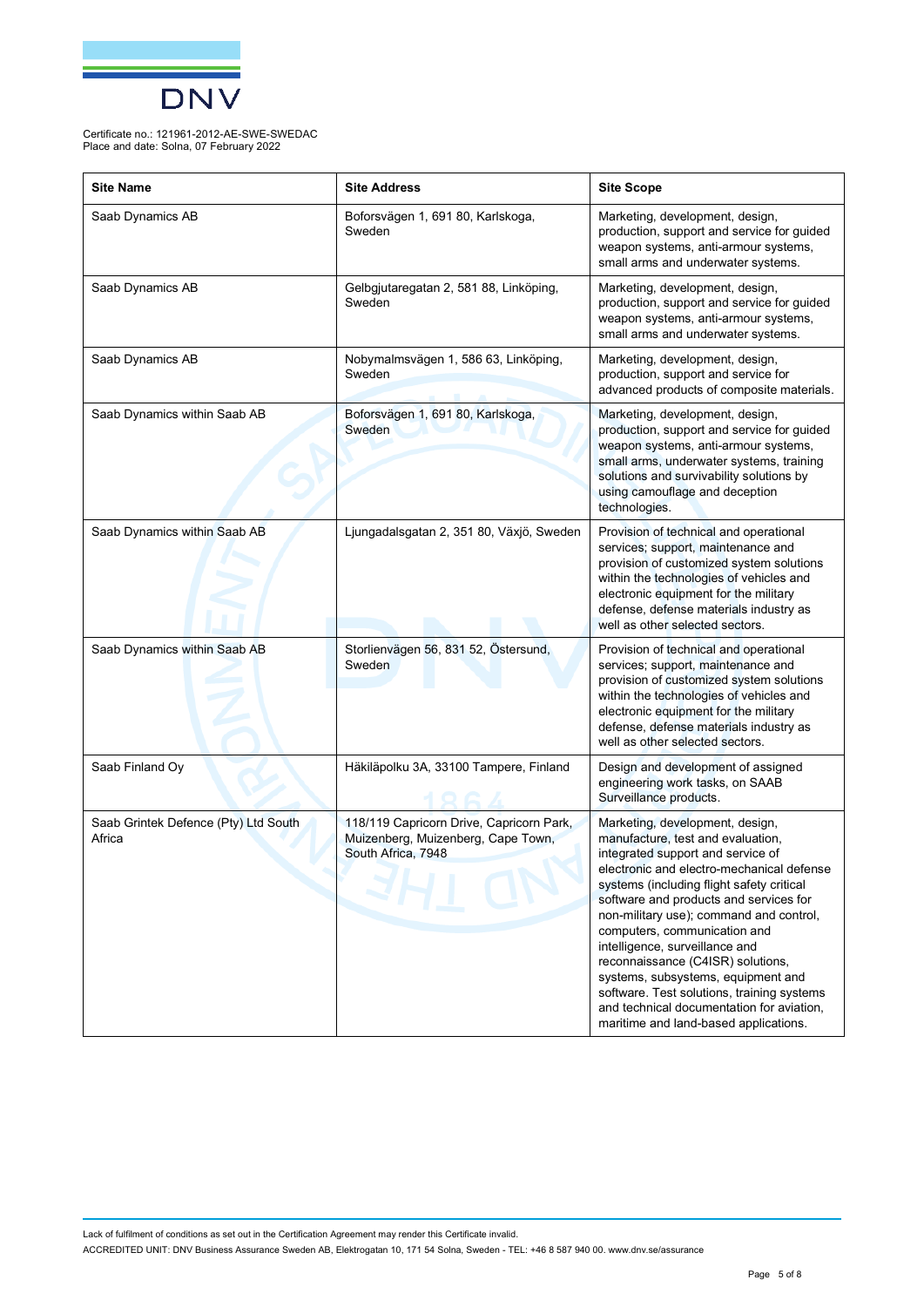Certificate no.: 121961-2012-AE-SWE-SWEDAC
Place and date: Solna, 07 February 2022

| Site Name | Site Address | Site Scope |
|---|---|---|
| Saab Dynamics AB | Boforsvägen 1, 691 80, Karlskoga, Sweden | Marketing, development, design, production, support and service for guided weapon systems, anti-armour systems, small arms and underwater systems. |
| Saab Dynamics AB | Gelbgjutaregatan 2, 581 88, Linköping, Sweden | Marketing, development, design, production, support and service for guided weapon systems, anti-armour systems, small arms and underwater systems. |
| Saab Dynamics AB | Nobymalmsvägen 1, 586 63, Linköping, Sweden | Marketing, development, design, production, support and service for advanced products of composite materials. |
| Saab Dynamics within Saab AB | Boforsvägen 1, 691 80, Karlskoga, Sweden | Marketing, development, design, production, support and service for guided weapon systems, anti-armour systems, small arms, underwater systems, training solutions and survivability solutions by using camouflage and deception technologies. |
| Saab Dynamics within Saab AB | Ljungadalsgatan 2, 351 80, Växjö, Sweden | Provision of technical and operational services; support, maintenance and provision of customized system solutions within the technologies of vehicles and electronic equipment for the military defense, defense materials industry as well as other selected sectors. |
| Saab Dynamics within Saab AB | Storlienvägen 56, 831 52, Östersund, Sweden | Provision of technical and operational services; support, maintenance and provision of customized system solutions within the technologies of vehicles and electronic equipment for the military defense, defense materials industry as well as other selected sectors. |
| Saab Finland Oy | Häkiläpolku 3A, 33100 Tampere, Finland | Design and development of assigned engineering work tasks, on SAAB Surveillance products. |
| Saab Grintek Defence (Pty) Ltd South Africa | 118/119 Capricorn Drive, Capricorn Park, Muizenberg, Muizenberg, Cape Town, South Africa, 7948 | Marketing, development, design, manufacture, test and evaluation, integrated support and service of electronic and electro-mechanical defense systems (including flight safety critical software and products and services for non-military use); command and control, computers, communication and intelligence, surveillance and reconnaissance (C4ISR) solutions, systems, subsystems, equipment and software. Test solutions, training systems and technical documentation for aviation, maritime and land-based applications. |

Lack of fulfilment of conditions as set out in the Certification Agreement may render this Certificate invalid.

ACCREDITED UNIT: DNV Business Assurance Sweden AB, Elektrogatan 10, 171 54 Solna, Sweden - TEL: +46 8 587 940 00. www.dnv.se/assurance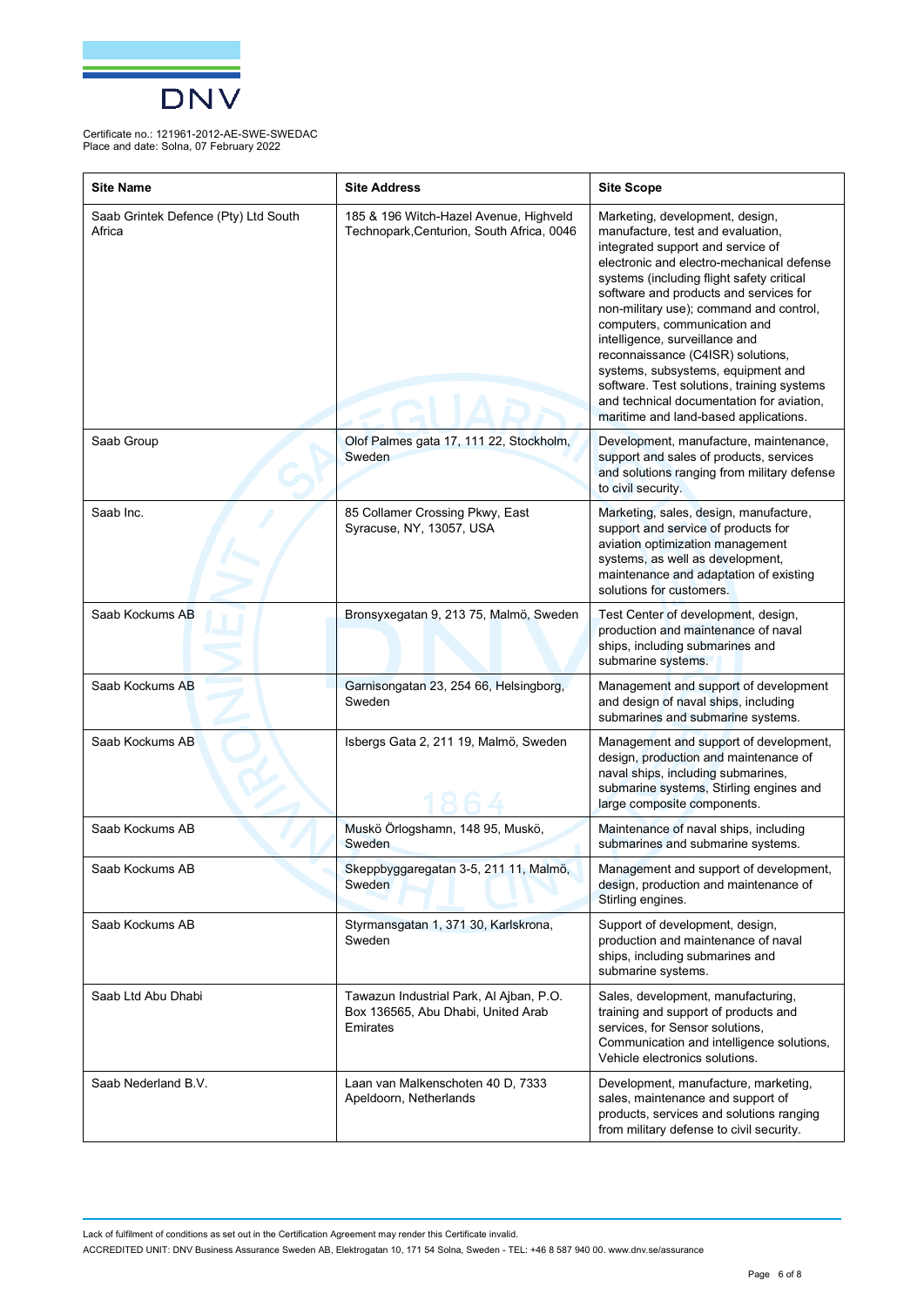Certificate no.: 121961-2012-AE-SWE-SWEDAC
Place and date: Solna, 07 February 2022

| Site Name | Site Address | Site Scope |
|---|---|---|
| Saab Grintek Defence (Pty) Ltd South Africa | 185 & 196 Witch-Hazel Avenue, Highveld Technopark,Centurion, South Africa, 0046 | Marketing, development, design, manufacture, test and evaluation, integrated support and service of electronic and electro-mechanical defense systems (including flight safety critical software and products and services for non-military use); command and control, computers, communication and intelligence, surveillance and reconnaissance (C4ISR) solutions, systems, subsystems, equipment and software. Test solutions, training systems and technical documentation for aviation, maritime and land-based applications. |
| Saab Group | Olof Palmes gata 17, 111 22, Stockholm, Sweden | Development, manufacture, maintenance, support and sales of products, services and solutions ranging from military defense to civil security. |
| Saab Inc. | 85 Collamer Crossing Pkwy, East Syracuse, NY, 13057, USA | Marketing, sales, design, manufacture, support and service of products for aviation optimization management systems, as well as development, maintenance and adaptation of existing solutions for customers. |
| Saab Kockums AB | Bronsyxegatan 9, 213 75, Malmö, Sweden | Test Center of development, design, production and maintenance of naval ships, including submarines and submarine systems. |
| Saab Kockums AB | Garnisongatan 23, 254 66, Helsingborg, Sweden | Management and support of development and design of naval ships, including submarines and submarine systems. |
| Saab Kockums AB | Isbergs Gata 2, 211 19, Malmö, Sweden | Management and support of development, design, production and maintenance of naval ships, including submarines, submarine systems, Stirling engines and large composite components. |
| Saab Kockums AB | Muskö Örlogshamn, 148 95, Muskö, Sweden | Maintenance of naval ships, including submarines and submarine systems. |
| Saab Kockums AB | Skeppbyggaregatan 3-5, 211 11, Malmö, Sweden | Management and support of development, design, production and maintenance of Stirling engines. |
| Saab Kockums AB | Styrmansgatan 1, 371 30, Karlskrona, Sweden | Support of development, design, production and maintenance of naval ships, including submarines and submarine systems. |
| Saab Ltd Abu Dhabi | Tawazun Industrial Park, Al Ajban, P.O. Box 136565, Abu Dhabi, United Arab Emirates | Sales, development, manufacturing, training and support of products and services, for Sensor solutions, Communication and intelligence solutions, Vehicle electronics solutions. |
| Saab Nederland B.V. | Laan van Malkenschoten 40 D, 7333 Apeldoorn, Netherlands | Development, manufacture, marketing, sales, maintenance and support of products, services and solutions ranging from military defense to civil security. |

Lack of fulfilment of conditions as set out in the Certification Agreement may render this Certificate invalid.
ACCREDITED UNIT: DNV Business Assurance Sweden AB, Elektrogatan 10, 171 54 Solna, Sweden - TEL: +46 8 587 940 00. www.dnv.se/assurance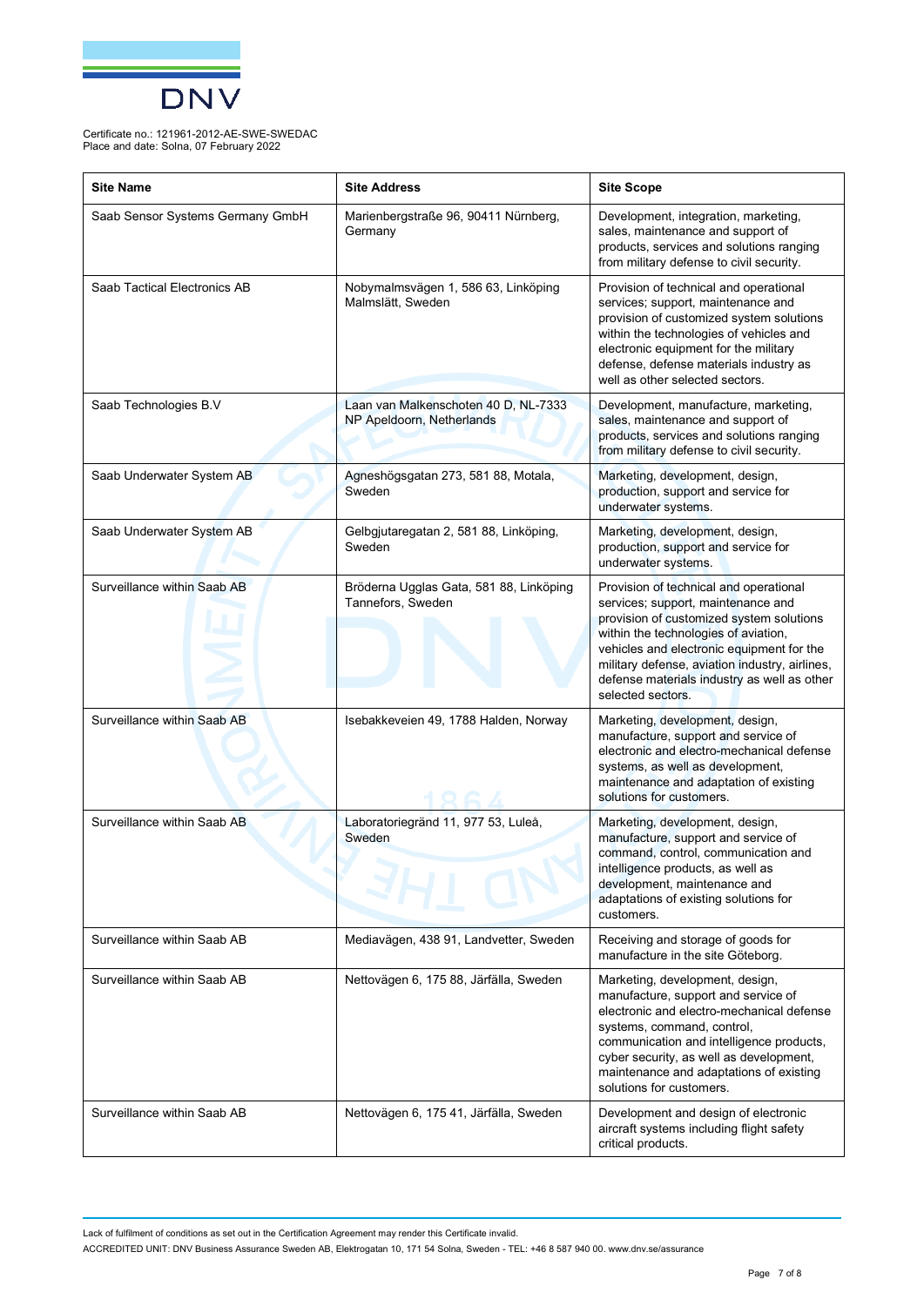Certificate no.: 121961-2012-AE-SWE-SWEDAC
Place and date: Solna, 07 February 2022

| Site Name | Site Address | Site Scope |
|---|---|---|
| Saab Sensor Systems Germany GmbH | Marienbergstraße 96, 90411 Nürnberg, Germany | Development, integration, marketing, sales, maintenance and support of products, services and solutions ranging from military defense to civil security. |
| Saab Tactical Electronics AB | Nobymalmsvägen 1, 586 63, Linköping Malmslätt, Sweden | Provision of technical and operational services; support, maintenance and provision of customized system solutions within the technologies of vehicles and electronic equipment for the military defense, defense materials industry as well as other selected sectors. |
| Saab Technologies B.V | Laan van Malkenschoten 40 D, NL-7333 NP Apeldoorn, Netherlands | Development, manufacture, marketing, sales, maintenance and support of products, services and solutions ranging from military defense to civil security. |
| Saab Underwater System AB | Agneshögsgatan 273, 581 88, Motala, Sweden | Marketing, development, design, production, support and service for underwater systems. |
| Saab Underwater System AB | Gelbgjutaregatan 2, 581 88, Linköping, Sweden | Marketing, development, design, production, support and service for underwater systems. |
| Surveillance within Saab AB | Bröderna Ugglas Gata, 581 88, Linköping Tannefors, Sweden | Provision of technical and operational services; support, maintenance and provision of customized system solutions within the technologies of aviation, vehicles and electronic equipment for the military defense, aviation industry, airlines, defense materials industry as well as other selected sectors. |
| Surveillance within Saab AB | Isebakkeveien 49, 1788 Halden, Norway | Marketing, development, design, manufacture, support and service of electronic and electro-mechanical defense systems, as well as development, maintenance and adaptation of existing solutions for customers. |
| Surveillance within Saab AB | Laboratoriegränd 11, 977 53, Luleå, Sweden | Marketing, development, design, manufacture, support and service of command, control, communication and intelligence products, as well as development, maintenance and adaptations of existing solutions for customers. |
| Surveillance within Saab AB | Mediavägen, 438 91, Landvetter, Sweden | Receiving and storage of goods for manufacture in the site Göteborg. |
| Surveillance within Saab AB | Nettovägen 6, 175 88, Järfälla, Sweden | Marketing, development, design, manufacture, support and service of electronic and electro-mechanical defense systems, command, control, communication and intelligence products, cyber security, as well as development, maintenance and adaptations of existing solutions for customers. |
| Surveillance within Saab AB | Nettovägen 6, 175 41, Järfälla, Sweden | Development and design of electronic aircraft systems including flight safety critical products. |

Lack of fulfilment of conditions as set out in the Certification Agreement may render this Certificate invalid.
ACCREDITED UNIT: DNV Business Assurance Sweden AB, Elektrogatan 10, 171 54 Solna, Sweden - TEL: +46 8 587 940 00. www.dnv.se/assurance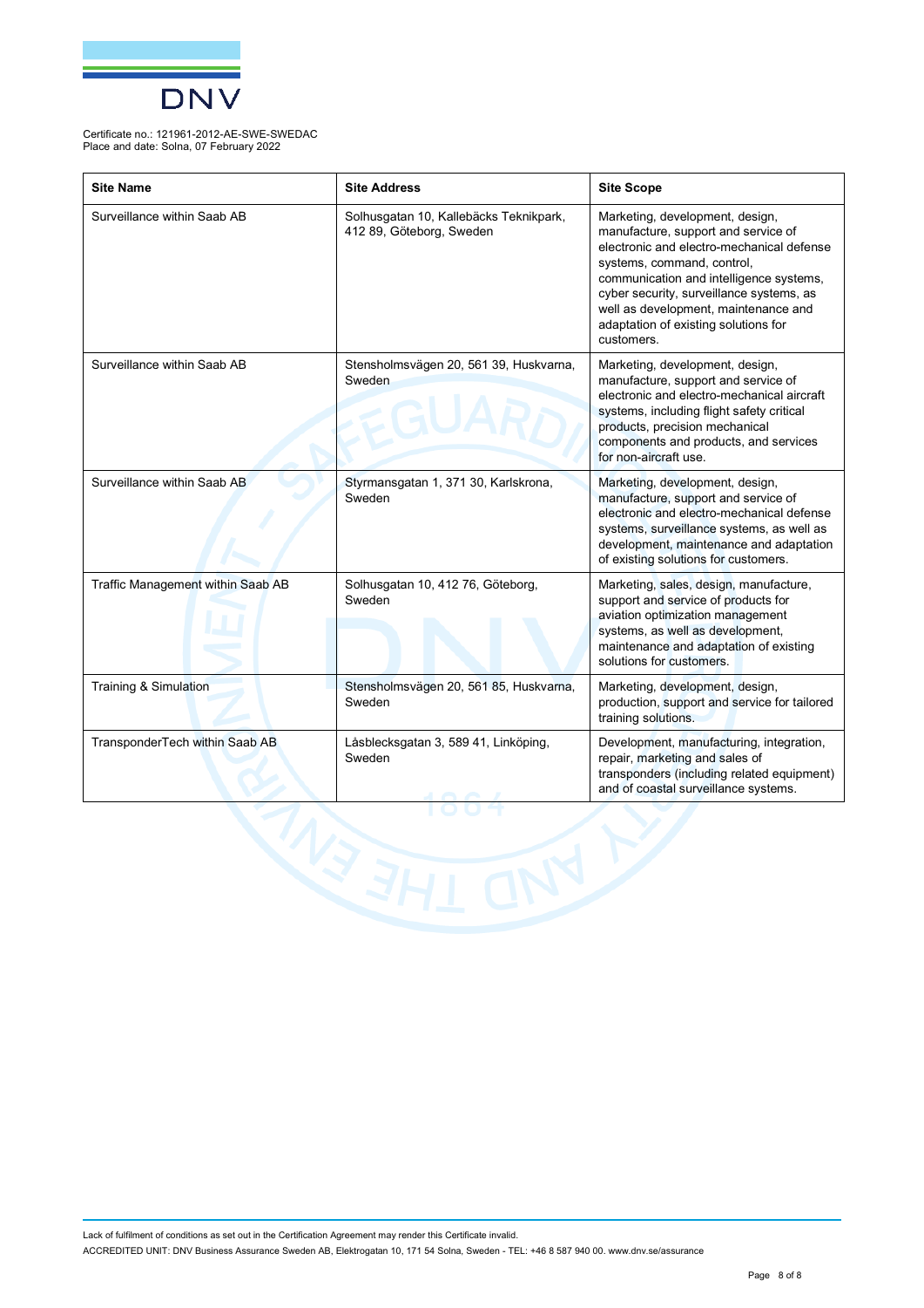Certificate no.: 121961-2012-AE-SWE-SWEDAC
Place and date: Solna, 07 February 2022

| Site Name | Site Address | Site Scope |
| --- | --- | --- |
| Surveillance within Saab AB | Solhusgatan 10, Kallebäcks Teknikpark, 412 89, Göteborg, Sweden | Marketing, development, design, manufacture, support and service of electronic and electro-mechanical defense systems, command, control, communication and intelligence systems, cyber security, surveillance systems, as well as development, maintenance and adaptation of existing solutions for customers. |
| Surveillance within Saab AB | Stensholmsvägen 20, 561 39, Huskvarna, Sweden | Marketing, development, design, manufacture, support and service of electronic and electro-mechanical aircraft systems, including flight safety critical products, precision mechanical components and products, and services for non-aircraft use. |
| Surveillance within Saab AB | Styrmansgatan 1, 371 30, Karlskrona, Sweden | Marketing, development, design, manufacture, support and service of electronic and electro-mechanical defense systems, surveillance systems, as well as development, maintenance and adaptation of existing solutions for customers. |
| Traffic Management within Saab AB | Solhusgatan 10, 412 76, Göteborg, Sweden | Marketing, sales, design, manufacture, support and service of products for aviation optimization management systems, as well as development, maintenance and adaptation of existing solutions for customers. |
| Training & Simulation | Stensholmsvägen 20, 561 85, Huskvarna, Sweden | Marketing, development, design, production, support and service for tailored training solutions. |
| TransponderTech within Saab AB | Låsblecksgatan 3, 589 41, Linköping, Sweden | Development, manufacturing, integration, repair, marketing and sales of transponders (including related equipment) and of coastal surveillance systems. |

Lack of fulfilment of conditions as set out in the Certification Agreement may render this Certificate invalid.

ACCREDITED UNIT: DNV Business Assurance Sweden AB, Elektrogatan 10, 171 54 Solna, Sweden - TEL: +46 8 587 940 00. www.dnv.se/assurance